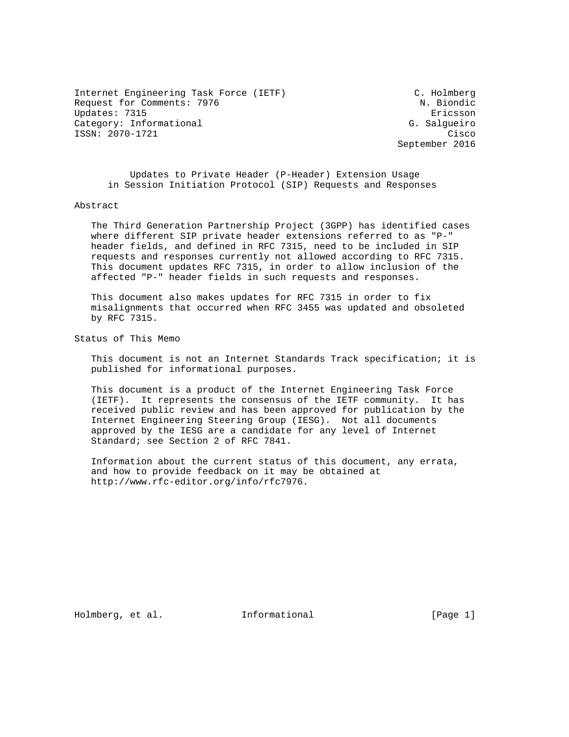Internet Engineering Task Force (IETF) C. Holmberg
Request for Comments: 7976 N. Biondic
Updates: 7315 Ericsson
Category: Informational G. Salgueiro
ISSN: 2070-1721 Cisco
September 2016

# Updates to Private Header (P-Header) Extension Usage in Session Initiation Protocol (SIP) Requests and Responses

## Abstract

The Third Generation Partnership Project (3GPP) has identified cases where different SIP private header extensions referred to as "P-" header fields, and defined in RFC 7315, need to be included in SIP requests and responses currently not allowed according to RFC 7315. This document updates RFC 7315, in order to allow inclusion of the affected "P-" header fields in such requests and responses.

This document also makes updates for RFC 7315 in order to fix misalignments that occurred when RFC 3455 was updated and obsoleted by RFC 7315.

## Status of This Memo

This document is not an Internet Standards Track specification; it is published for informational purposes.

This document is a product of the Internet Engineering Task Force (IETF). It represents the consensus of the IETF community. It has received public review and has been approved for publication by the Internet Engineering Steering Group (IESG). Not all documents approved by the IESG are a candidate for any level of Internet Standard; see Section 2 of RFC 7841.

Information about the current status of this document, any errata, and how to provide feedback on it may be obtained at http://www.rfc-editor.org/info/rfc7976.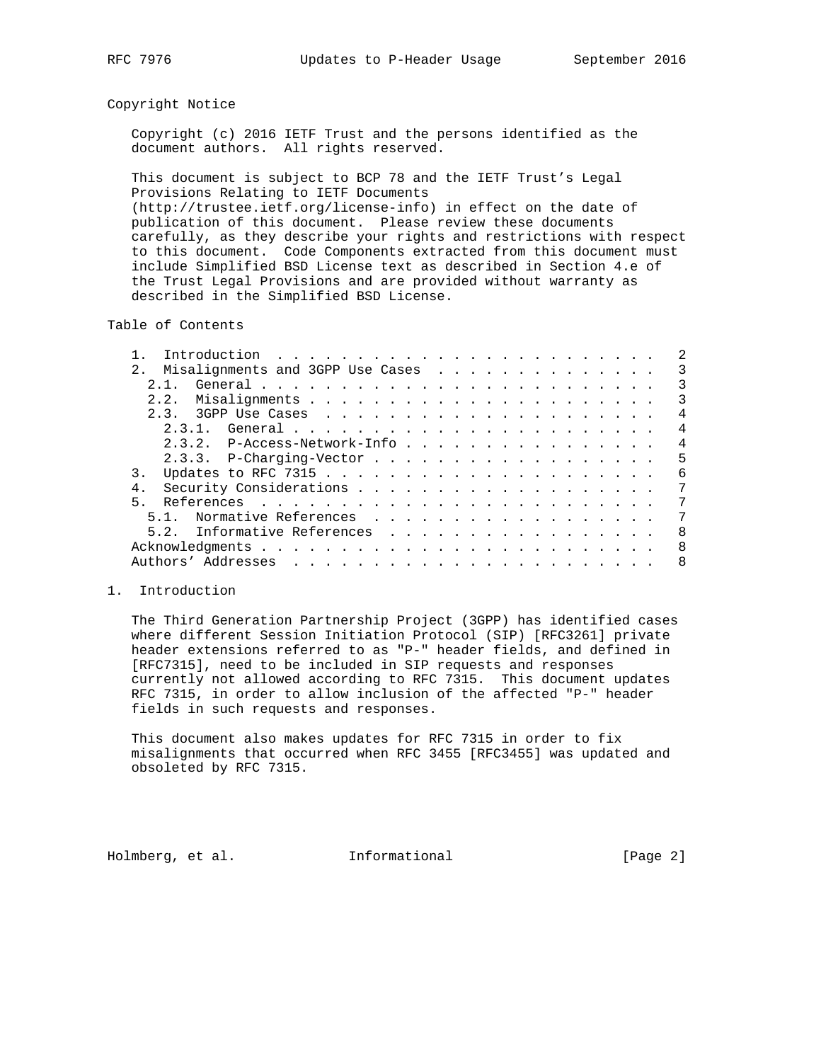## Copyright Notice

Copyright (c) 2016 IETF Trust and the persons identified as the document authors. All rights reserved.

This document is subject to BCP 78 and the IETF Trust's Legal Provisions Relating to IETF Documents (http://trustee.ietf.org/license-info) in effect on the date of publication of this document. Please review these documents carefully, as they describe your rights and restrictions with respect to this document. Code Components extracted from this document must include Simplified BSD License text as described in Section 4.e of the Trust Legal Provisions and are provided without warranty as described in the Simplified BSD License.

## Table of Contents

```
   1.  Introduction . . . . . . . . . . . . . . . . . . . . . . . .   2
   2.  Misalignments and 3GPP Use Cases . . . . . . . . . . . . . .   3
     2.1.  General . . . . . . . . . . . . . . . . . . . . . . . . .   3
     2.2.  Misalignments . . . . . . . . . . . . . . . . . . . . . .   3
     2.3.  3GPP Use Cases  . . . . . . . . . . . . . . . . . . . . .   4
       2.3.1.  General . . . . . . . . . . . . . . . . . . . . . . .   4
       2.3.2.  P-Access-Network-Info . . . . . . . . . . . . . . . .   4
       2.3.3.  P-Charging-Vector . . . . . . . . . . . . . . . . . .   5
   3.  Updates to RFC 7315 . . . . . . . . . . . . . . . . . . . . .   6
   4.  Security Considerations . . . . . . . . . . . . . . . . . . .   7
   5.  References  . . . . . . . . . . . . . . . . . . . . . . . . .   7
     5.1.  Normative References  . . . . . . . . . . . . . . . . . .   7
     5.2.  Informative References  . . . . . . . . . . . . . . . . .   8
   Acknowledgments . . . . . . . . . . . . . . . . . . . . . . . . .   8
   Authors' Addresses  . . . . . . . . . . . . . . . . . . . . . . .   8
```

## 1. Introduction

The Third Generation Partnership Project (3GPP) has identified cases where different Session Initiation Protocol (SIP) [RFC3261] private header extensions referred to as "P-" header fields, and defined in [RFC7315], need to be included in SIP requests and responses currently not allowed according to RFC 7315. This document updates RFC 7315, in order to allow inclusion of the affected "P-" header fields in such requests and responses.

This document also makes updates for RFC 7315 in order to fix misalignments that occurred when RFC 3455 [RFC3455] was updated and obsoleted by RFC 7315.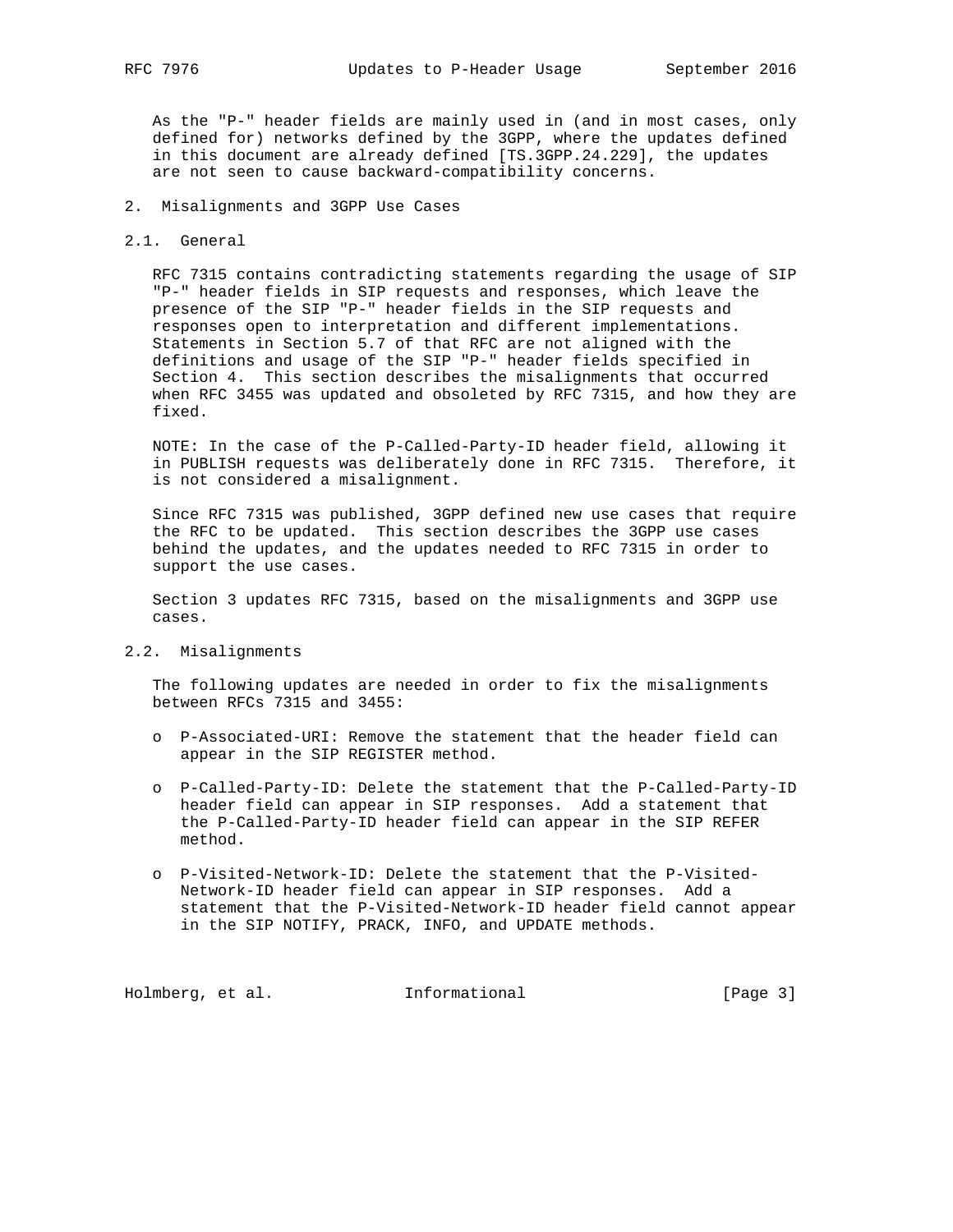As the "P-" header fields are mainly used in (and in most cases, only defined for) networks defined by the 3GPP, where the updates defined in this document are already defined [TS.3GPP.24.229], the updates are not seen to cause backward-compatibility concerns.

## 2. Misalignments and 3GPP Use Cases

### 2.1. General

RFC 7315 contains contradicting statements regarding the usage of SIP "P-" header fields in SIP requests and responses, which leave the presence of the SIP "P-" header fields in the SIP requests and responses open to interpretation and different implementations. Statements in Section 5.7 of that RFC are not aligned with the definitions and usage of the SIP "P-" header fields specified in Section 4. This section describes the misalignments that occurred when RFC 3455 was updated and obsoleted by RFC 7315, and how they are fixed.

NOTE: In the case of the P-Called-Party-ID header field, allowing it in PUBLISH requests was deliberately done in RFC 7315. Therefore, it is not considered a misalignment.

Since RFC 7315 was published, 3GPP defined new use cases that require the RFC to be updated. This section describes the 3GPP use cases behind the updates, and the updates needed to RFC 7315 in order to support the use cases.

Section 3 updates RFC 7315, based on the misalignments and 3GPP use cases.

### 2.2. Misalignments

The following updates are needed in order to fix the misalignments between RFCs 7315 and 3455:

- P-Associated-URI: Remove the statement that the header field can appear in the SIP REGISTER method.
- P-Called-Party-ID: Delete the statement that the P-Called-Party-ID header field can appear in SIP responses. Add a statement that the P-Called-Party-ID header field can appear in the SIP REFER method.
- P-Visited-Network-ID: Delete the statement that the P-Visited-Network-ID header field can appear in SIP responses. Add a statement that the P-Visited-Network-ID header field cannot appear in the SIP NOTIFY, PRACK, INFO, and UPDATE methods.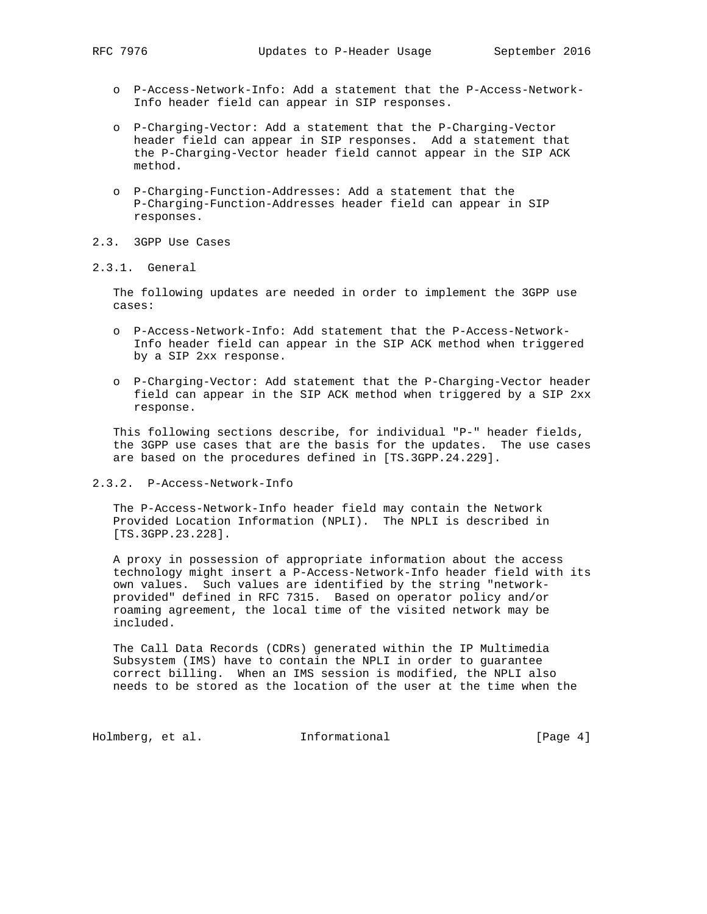- P-Access-Network-Info: Add a statement that the P-Access-Network-Info header field can appear in SIP responses.

- P-Charging-Vector: Add a statement that the P-Charging-Vector header field can appear in SIP responses. Add a statement that the P-Charging-Vector header field cannot appear in the SIP ACK method.

- P-Charging-Function-Addresses: Add a statement that the P-Charging-Function-Addresses header field can appear in SIP responses.

### 2.3. 3GPP Use Cases

#### 2.3.1. General

The following updates are needed in order to implement the 3GPP use cases:

- P-Access-Network-Info: Add statement that the P-Access-Network-Info header field can appear in the SIP ACK method when triggered by a SIP 2xx response.

- P-Charging-Vector: Add statement that the P-Charging-Vector header field can appear in the SIP ACK method when triggered by a SIP 2xx response.

This following sections describe, for individual "P-" header fields, the 3GPP use cases that are the basis for the updates. The use cases are based on the procedures defined in [TS.3GPP.24.229].

#### 2.3.2. P-Access-Network-Info

The P-Access-Network-Info header field may contain the Network Provided Location Information (NPLI). The NPLI is described in [TS.3GPP.23.228].

A proxy in possession of appropriate information about the access technology might insert a P-Access-Network-Info header field with its own values. Such values are identified by the string "network-provided" defined in RFC 7315. Based on operator policy and/or roaming agreement, the local time of the visited network may be included.

The Call Data Records (CDRs) generated within the IP Multimedia Subsystem (IMS) have to contain the NPLI in order to guarantee correct billing. When an IMS session is modified, the NPLI also needs to be stored as the location of the user at the time when the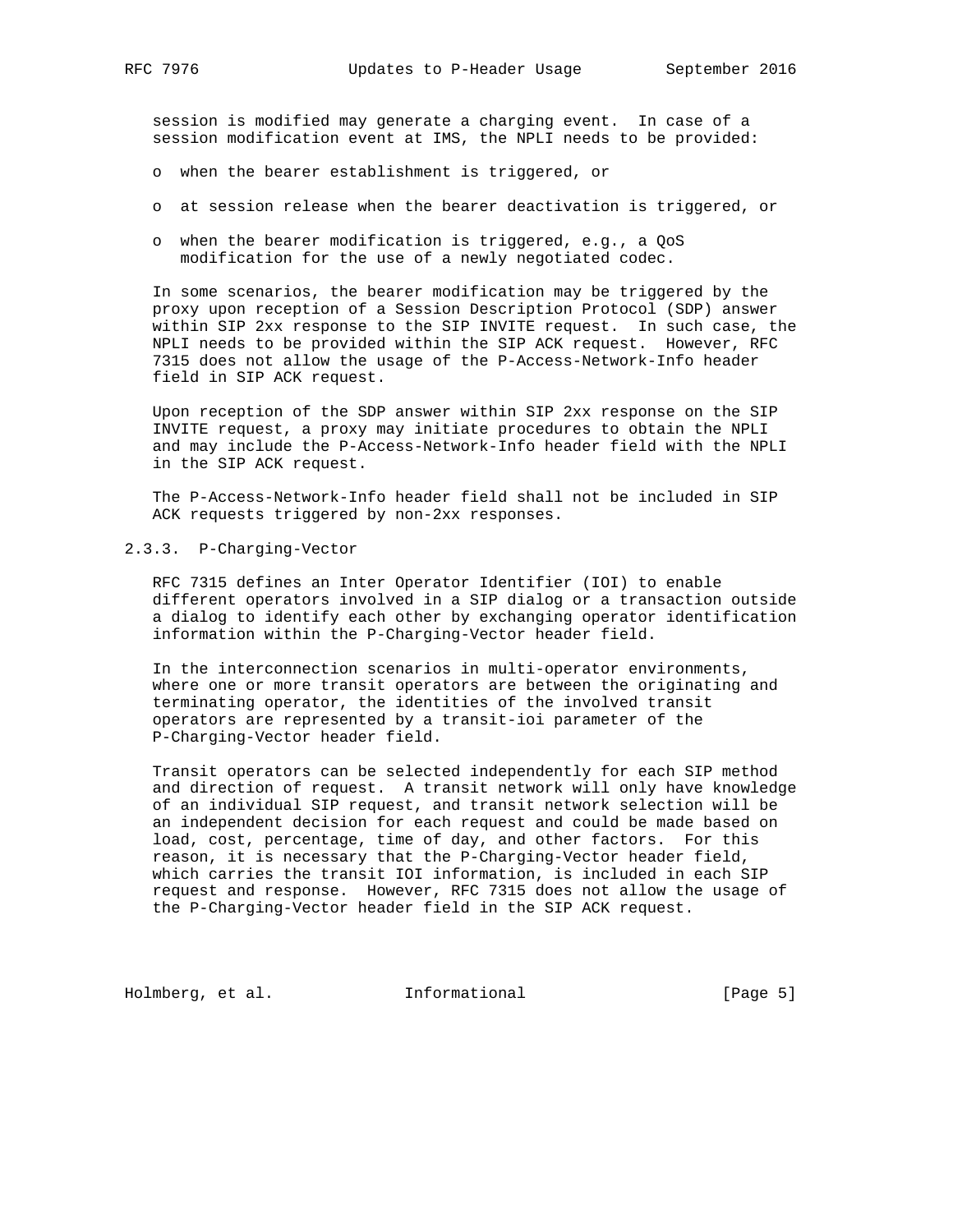session is modified may generate a charging event. In case of a session modification event at IMS, the NPLI needs to be provided:

- when the bearer establishment is triggered, or
- at session release when the bearer deactivation is triggered, or
- when the bearer modification is triggered, e.g., a QoS modification for the use of a newly negotiated codec.

In some scenarios, the bearer modification may be triggered by the proxy upon reception of a Session Description Protocol (SDP) answer within SIP 2xx response to the SIP INVITE request. In such case, the NPLI needs to be provided within the SIP ACK request. However, RFC 7315 does not allow the usage of the P-Access-Network-Info header field in SIP ACK request.

Upon reception of the SDP answer within SIP 2xx response on the SIP INVITE request, a proxy may initiate procedures to obtain the NPLI and may include the P-Access-Network-Info header field with the NPLI in the SIP ACK request.

The P-Access-Network-Info header field shall not be included in SIP ACK requests triggered by non-2xx responses.

#### 2.3.3. P-Charging-Vector

RFC 7315 defines an Inter Operator Identifier (IOI) to enable different operators involved in a SIP dialog or a transaction outside a dialog to identify each other by exchanging operator identification information within the P-Charging-Vector header field.

In the interconnection scenarios in multi-operator environments, where one or more transit operators are between the originating and terminating operator, the identities of the involved transit operators are represented by a transit-ioi parameter of the P-Charging-Vector header field.

Transit operators can be selected independently for each SIP method and direction of request. A transit network will only have knowledge of an individual SIP request, and transit network selection will be an independent decision for each request and could be made based on load, cost, percentage, time of day, and other factors. For this reason, it is necessary that the P-Charging-Vector header field, which carries the transit IOI information, is included in each SIP request and response. However, RFC 7315 does not allow the usage of the P-Charging-Vector header field in the SIP ACK request.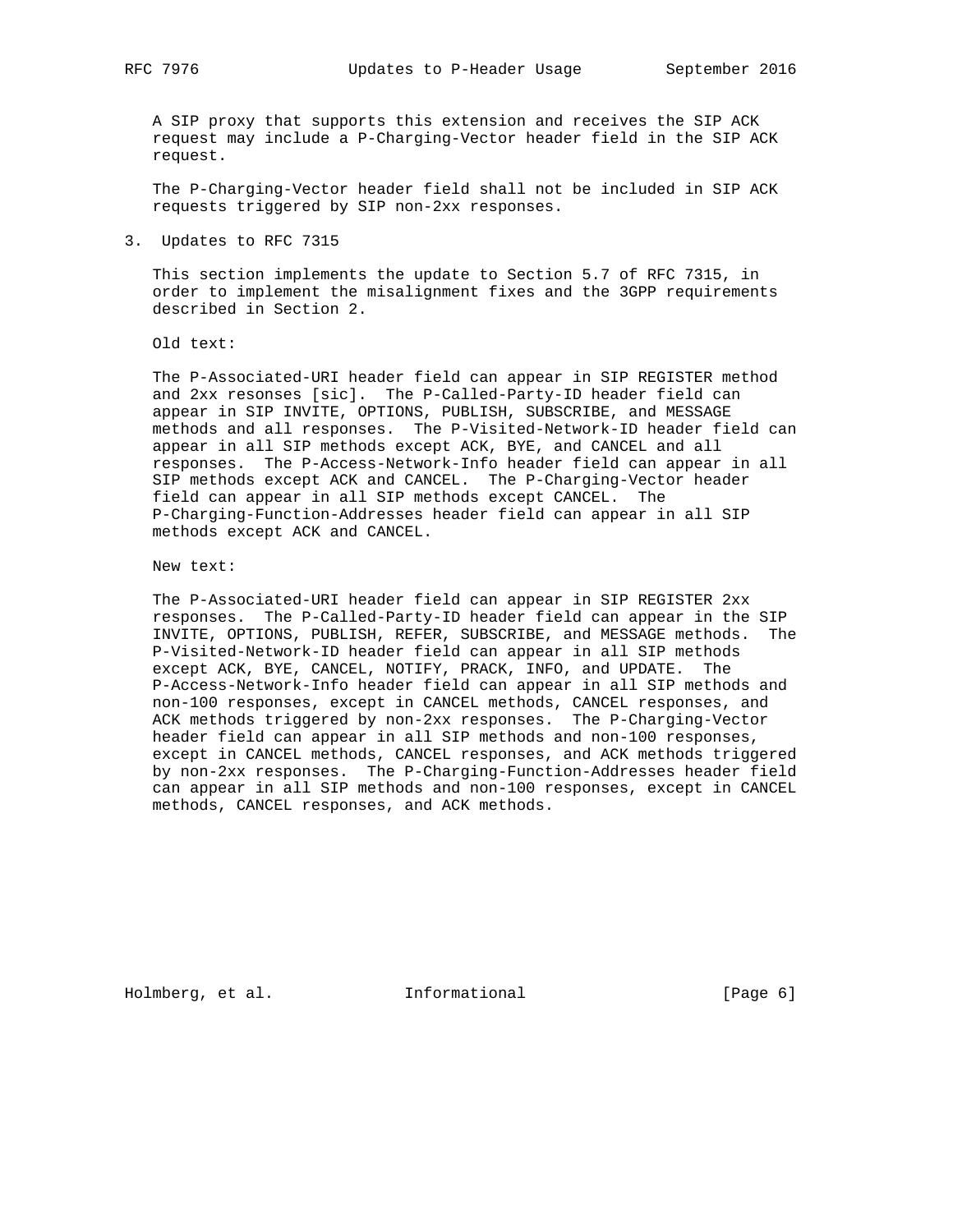A SIP proxy that supports this extension and receives the SIP ACK request may include a P-Charging-Vector header field in the SIP ACK request.

The P-Charging-Vector header field shall not be included in SIP ACK requests triggered by SIP non-2xx responses.

## 3. Updates to RFC 7315

This section implements the update to Section 5.7 of RFC 7315, in order to implement the misalignment fixes and the 3GPP requirements described in Section 2.

Old text:

The P-Associated-URI header field can appear in SIP REGISTER method and 2xx resonses [sic]. The P-Called-Party-ID header field can appear in SIP INVITE, OPTIONS, PUBLISH, SUBSCRIBE, and MESSAGE methods and all responses. The P-Visited-Network-ID header field can appear in all SIP methods except ACK, BYE, and CANCEL and all responses. The P-Access-Network-Info header field can appear in all SIP methods except ACK and CANCEL. The P-Charging-Vector header field can appear in all SIP methods except CANCEL. The P-Charging-Function-Addresses header field can appear in all SIP methods except ACK and CANCEL.

New text:

The P-Associated-URI header field can appear in SIP REGISTER 2xx responses. The P-Called-Party-ID header field can appear in the SIP INVITE, OPTIONS, PUBLISH, REFER, SUBSCRIBE, and MESSAGE methods. The P-Visited-Network-ID header field can appear in all SIP methods except ACK, BYE, CANCEL, NOTIFY, PRACK, INFO, and UPDATE. The P-Access-Network-Info header field can appear in all SIP methods and non-100 responses, except in CANCEL methods, CANCEL responses, and ACK methods triggered by non-2xx responses. The P-Charging-Vector header field can appear in all SIP methods and non-100 responses, except in CANCEL methods, CANCEL responses, and ACK methods triggered by non-2xx responses. The P-Charging-Function-Addresses header field can appear in all SIP methods and non-100 responses, except in CANCEL methods, CANCEL responses, and ACK methods.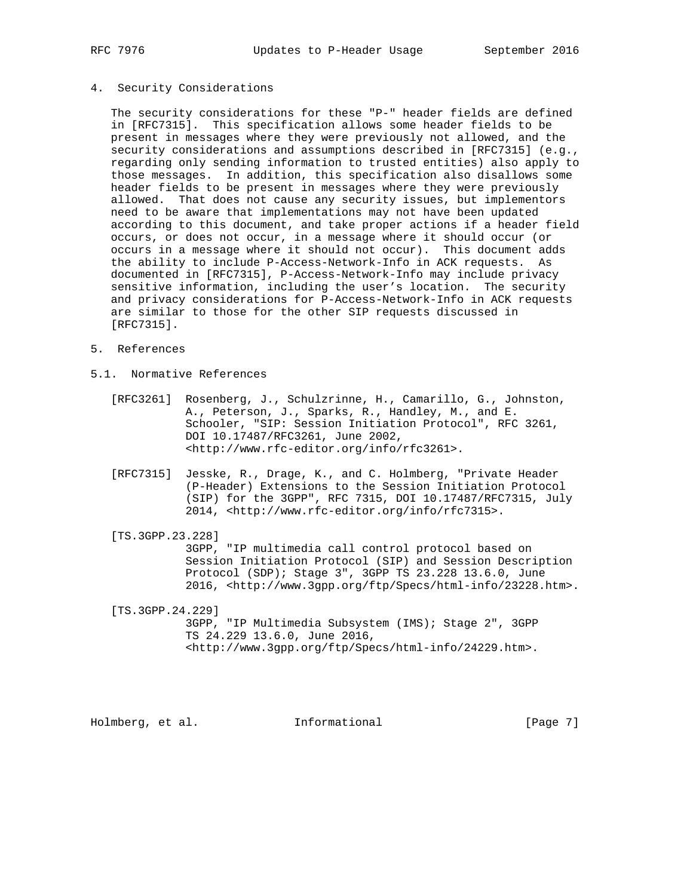## 4. Security Considerations

The security considerations for these "P-" header fields are defined in [RFC7315]. This specification allows some header fields to be present in messages where they were previously not allowed, and the security considerations and assumptions described in [RFC7315] (e.g., regarding only sending information to trusted entities) also apply to those messages. In addition, this specification also disallows some header fields to be present in messages where they were previously allowed. That does not cause any security issues, but implementors need to be aware that implementations may not have been updated according to this document, and take proper actions if a header field occurs, or does not occur, in a message where it should occur (or occurs in a message where it should not occur). This document adds the ability to include P-Access-Network-Info in ACK requests. As documented in [RFC7315], P-Access-Network-Info may include privacy sensitive information, including the user's location. The security and privacy considerations for P-Access-Network-Info in ACK requests are similar to those for the other SIP requests discussed in [RFC7315].

## 5. References

### 5.1. Normative References

[RFC3261] Rosenberg, J., Schulzrinne, H., Camarillo, G., Johnston, A., Peterson, J., Sparks, R., Handley, M., and E. Schooler, "SIP: Session Initiation Protocol", RFC 3261, DOI 10.17487/RFC3261, June 2002, <http://www.rfc-editor.org/info/rfc3261>.

[RFC7315] Jesske, R., Drage, K., and C. Holmberg, "Private Header (P-Header) Extensions to the Session Initiation Protocol (SIP) for the 3GPP", RFC 7315, DOI 10.17487/RFC7315, July 2014, <http://www.rfc-editor.org/info/rfc7315>.

[TS.3GPP.23.228] 3GPP, "IP multimedia call control protocol based on Session Initiation Protocol (SIP) and Session Description Protocol (SDP); Stage 3", 3GPP TS 23.228 13.6.0, June 2016, <http://www.3gpp.org/ftp/Specs/html-info/23228.htm>.

[TS.3GPP.24.229] 3GPP, "IP Multimedia Subsystem (IMS); Stage 2", 3GPP TS 24.229 13.6.0, June 2016, <http://www.3gpp.org/ftp/Specs/html-info/24229.htm>.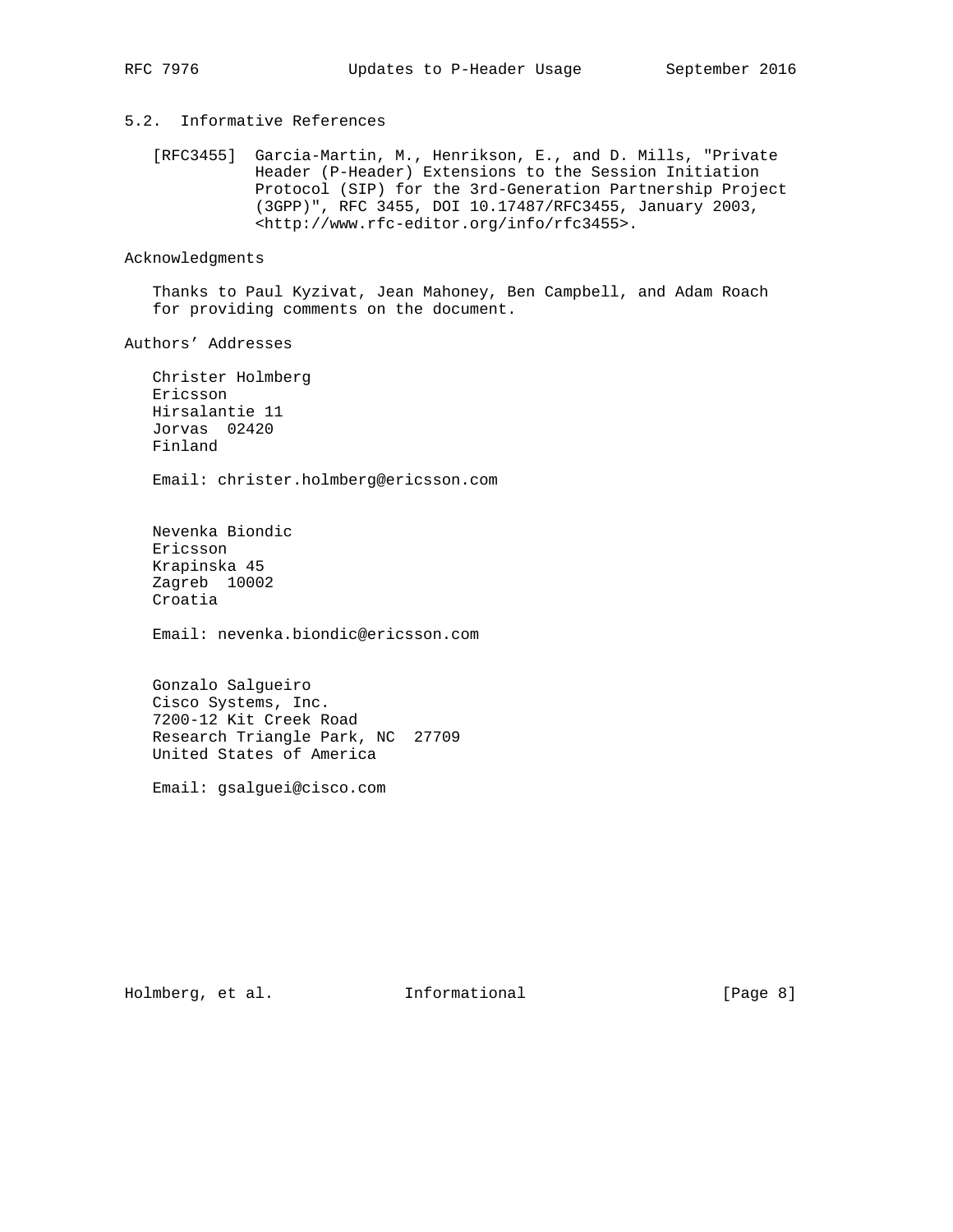## 5.2. Informative References

[RFC3455] Garcia-Martin, M., Henrikson, E., and D. Mills, "Private Header (P-Header) Extensions to the Session Initiation Protocol (SIP) for the 3rd-Generation Partnership Project (3GPP)", RFC 3455, DOI 10.17487/RFC3455, January 2003, <http://www.rfc-editor.org/info/rfc3455>.

## Acknowledgments

Thanks to Paul Kyzivat, Jean Mahoney, Ben Campbell, and Adam Roach for providing comments on the document.

## Authors' Addresses

Christer Holmberg
Ericsson
Hirsalantie 11
Jorvas 02420
Finland

Email: christer.holmberg@ericsson.com

Nevenka Biondic
Ericsson
Krapinska 45
Zagreb 10002
Croatia

Email: nevenka.biondic@ericsson.com

Gonzalo Salgueiro
Cisco Systems, Inc.
7200-12 Kit Creek Road
Research Triangle Park, NC 27709
United States of America

Email: gsalguei@cisco.com